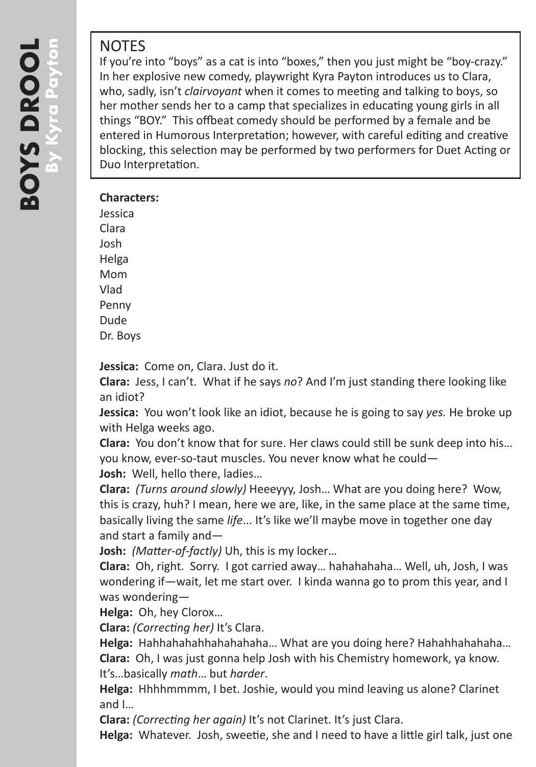# BOYS DROOL
## By Kyra Payton

### NOTES

If you're into "boys" as a cat is into "boxes," then you just might be "boy-crazy." In her explosive new comedy, playwright Kyra Payton introduces us to Clara, who, sadly, isn't *clairvoyant* when it comes to meeting and talking to boys, so her mother sends her to a camp that specializes in educating young girls in all things "BOY." This offbeat comedy should be performed by a female and be entered in Humorous Interpretation; however, with careful editing and creative blocking, this selection may be performed by two performers for Duet Acting or Duo Interpretation.

**Characters:**

Jessica
Clara
Josh
Helga
Mom
Vlad
Penny
Dude
Dr. Boys

**Jessica:** Come on, Clara. Just do it.

**Clara:** Jess, I can't. What if he says *no*? And I'm just standing there looking like an idiot?

**Jessica:** You won't look like an idiot, because he is going to say *yes.* He broke up with Helga weeks ago.

**Clara:** You don't know that for sure. Her claws could still be sunk deep into his… you know, ever-so-taut muscles. You never know what he could—

**Josh:** Well, hello there, ladies…

**Clara:** *(Turns around slowly)* Heeeyyy, Josh… What are you doing here? Wow, this is crazy, huh? I mean, here we are, like, in the same place at the same time, basically living the same *life*... It's like we'll maybe move in together one day and start a family and—

**Josh:** *(Matter-of-factly)* Uh, this is my locker…

**Clara:** Oh, right. Sorry. I got carried away… hahahahaha… Well, uh, Josh, I was wondering if—wait, let me start over. I kinda wanna go to prom this year, and I was wondering—

**Helga:** Oh, hey Clorox…

**Clara:** *(Correcting her)* It's Clara.

**Helga:** Hahhahahahhahahahaha… What are you doing here? Hahahhahahaha…

**Clara:** Oh, I was just gonna help Josh with his Chemistry homework, ya know. It's…basically *math*… but *harder*.

**Helga:** Hhhhmmmm, I bet. Joshie, would you mind leaving us alone? Clarinet and I…

**Clara:** *(Correcting her again)* It's not Clarinet. It's just Clara.

**Helga:** Whatever. Josh, sweetie, she and I need to have a little girl talk, just one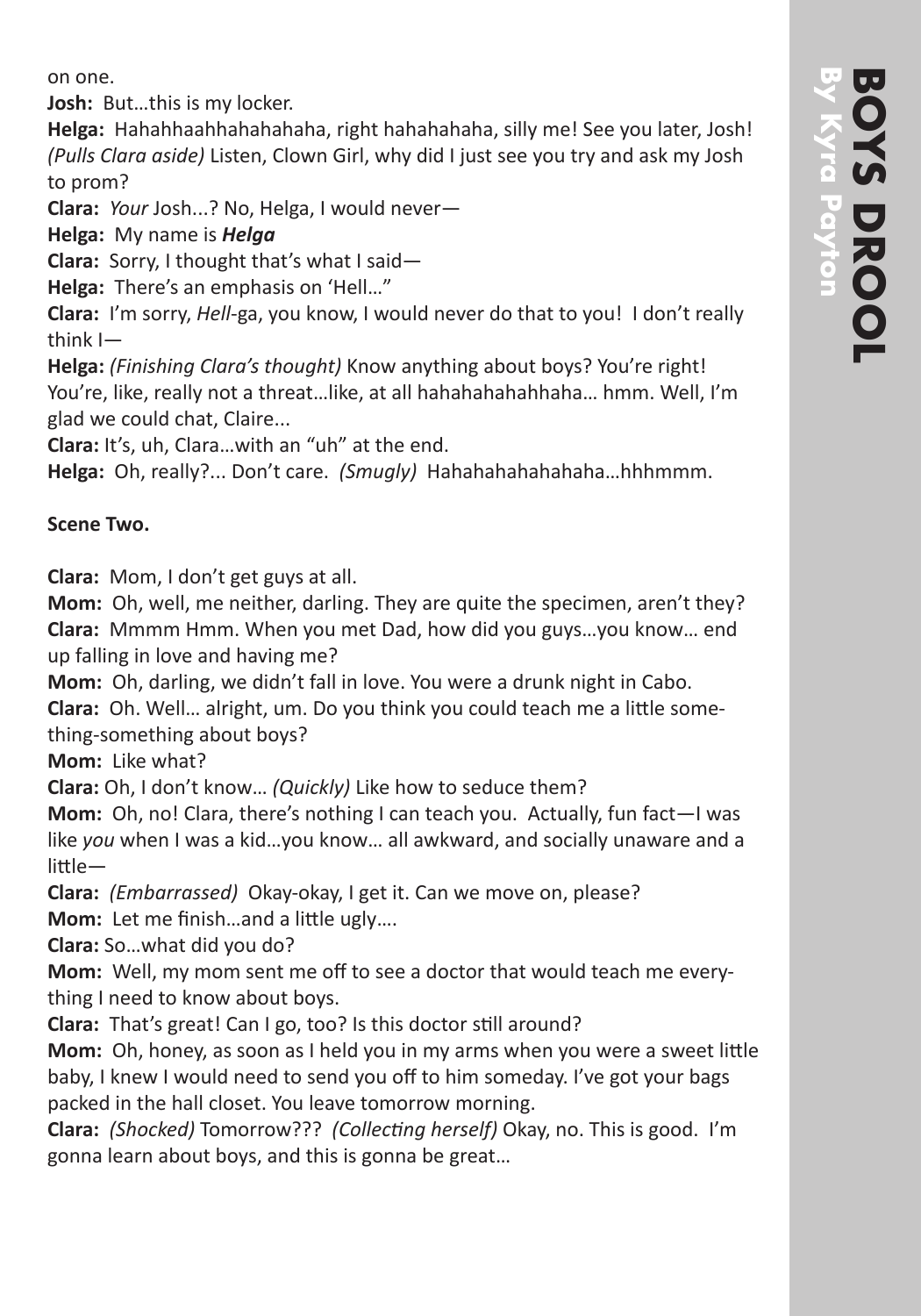on one.

**Josh:** But…this is my locker.

**Helga:** Hahahhaahhahahahaha, right hahahahaha, silly me! See you later, Josh! *(Pulls Clara aside)* Listen, Clown Girl, why did I just see you try and ask my Josh to prom?

**Clara:** *Your* Josh...? No, Helga, I would never—

**Helga:** My name is ***Helga***

**Clara:** Sorry, I thought that's what I said—

**Helga:** There's an emphasis on 'Hell…"

**Clara:** I'm sorry, *Hell*-ga, you know, I would never do that to you! I don't really think I—

**Helga:** *(Finishing Clara's thought)* Know anything about boys? You're right! You're, like, really not a threat…like, at all hahahahahahhaha… hmm. Well, I'm glad we could chat, Claire...

**Clara:** It's, uh, Clara…with an "uh" at the end.

**Helga:** Oh, really?... Don't care. *(Smugly)* Hahahahahahahaha…hhhmmm.

**Scene Two.**

**Clara:** Mom, I don't get guys at all.

**Mom:** Oh, well, me neither, darling. They are quite the specimen, aren't they?

**Clara:** Mmmm Hmm. When you met Dad, how did you guys…you know… end up falling in love and having me?

**Mom:** Oh, darling, we didn't fall in love. You were a drunk night in Cabo.

**Clara:** Oh. Well… alright, um. Do you think you could teach me a little something-something about boys?

**Mom:** Like what?

**Clara:** Oh, I don't know… *(Quickly)* Like how to seduce them?

**Mom:** Oh, no! Clara, there's nothing I can teach you. Actually, fun fact—I was like *you* when I was a kid…you know… all awkward, and socially unaware and a little—

**Clara:** *(Embarrassed)* Okay-okay, I get it. Can we move on, please?

**Mom:** Let me finish…and a little ugly….

**Clara:** So…what did you do?

**Mom:** Well, my mom sent me off to see a doctor that would teach me everything I need to know about boys.

**Clara:** That's great! Can I go, too? Is this doctor still around?

**Mom:** Oh, honey, as soon as I held you in my arms when you were a sweet little baby, I knew I would need to send you off to him someday. I've got your bags packed in the hall closet. You leave tomorrow morning.

**Clara:** *(Shocked)* Tomorrow??? *(Collecting herself)* Okay, no. This is good. I'm gonna learn about boys, and this is gonna be great…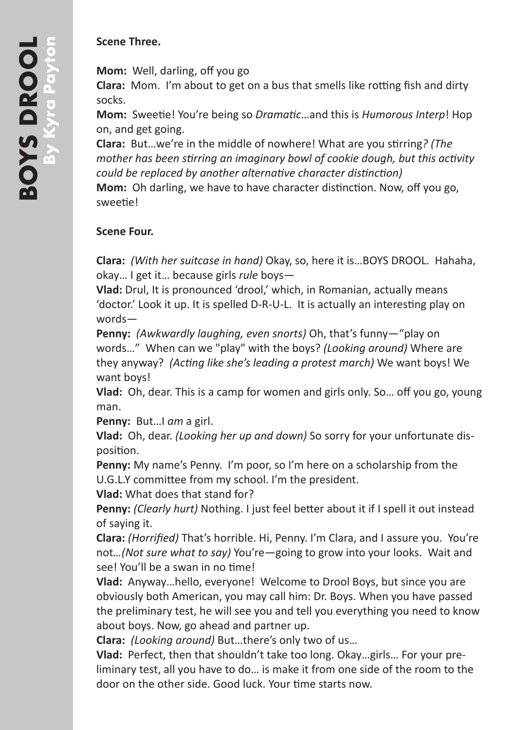**Scene Three.**

**Mom:** Well, darling, off you go

**Clara:** Mom. I'm about to get on a bus that smells like rotting fish and dirty socks.

**Mom:** Sweetie! You're being so *Dramatic*…and this is *Humorous Interp*! Hop on, and get going.

**Clara:** But…we're in the middle of nowhere! What are you stirring*? (The mother has been stirring an imaginary bowl of cookie dough, but this activity could be replaced by another alternative character distinction)*

**Mom:** Oh darling, we have to have character distinction. Now, off you go, sweetie!

**Scene Four.**

**Clara:** *(With her suitcase in hand)* Okay, so, here it is…BOYS DROOL. Hahaha, okay… I get it… because girls *rule* boys—

**Vlad:** Drul, It is pronounced 'drool,' which, in Romanian, actually means 'doctor.' Look it up. It is spelled D-R-U-L. It is actually an interesting play on words—

**Penny:** *(Awkwardly laughing, even snorts)* Oh, that's funny—"play on words…" When can we "play" with the boys? *(Looking around)* Where are they anyway? *(Acting like she's leading a protest march)* We want boys! We want boys!

**Vlad:** Oh, dear. This is a camp for women and girls only. So… off you go, young man.

**Penny:** But…I *am* a girl.

**Vlad:** Oh, dear. *(Looking her up and down)* So sorry for your unfortunate disposition.

**Penny:** My name's Penny. I'm poor, so I'm here on a scholarship from the U.G.L.Y committee from my school. I'm the president.

**Vlad:** What does that stand for?

**Penny:** *(Clearly hurt)* Nothing. I just feel better about it if I spell it out instead of saying it.

**Clara:** *(Horrified)* That's horrible. Hi, Penny. I'm Clara, and I assure you. You're not…*(Not sure what to say)* You're—going to grow into your looks. Wait and see! You'll be a swan in no time!

**Vlad:** Anyway…hello, everyone! Welcome to Drool Boys, but since you are obviously both American, you may call him: Dr. Boys. When you have passed the preliminary test, he will see you and tell you everything you need to know about boys. Now, go ahead and partner up.

**Clara:** *(Looking around)* But…there's only two of us…

**Vlad:** Perfect, then that shouldn't take too long. Okay…girls… For your preliminary test, all you have to do… is make it from one side of the room to the door on the other side. Good luck. Your time starts now.